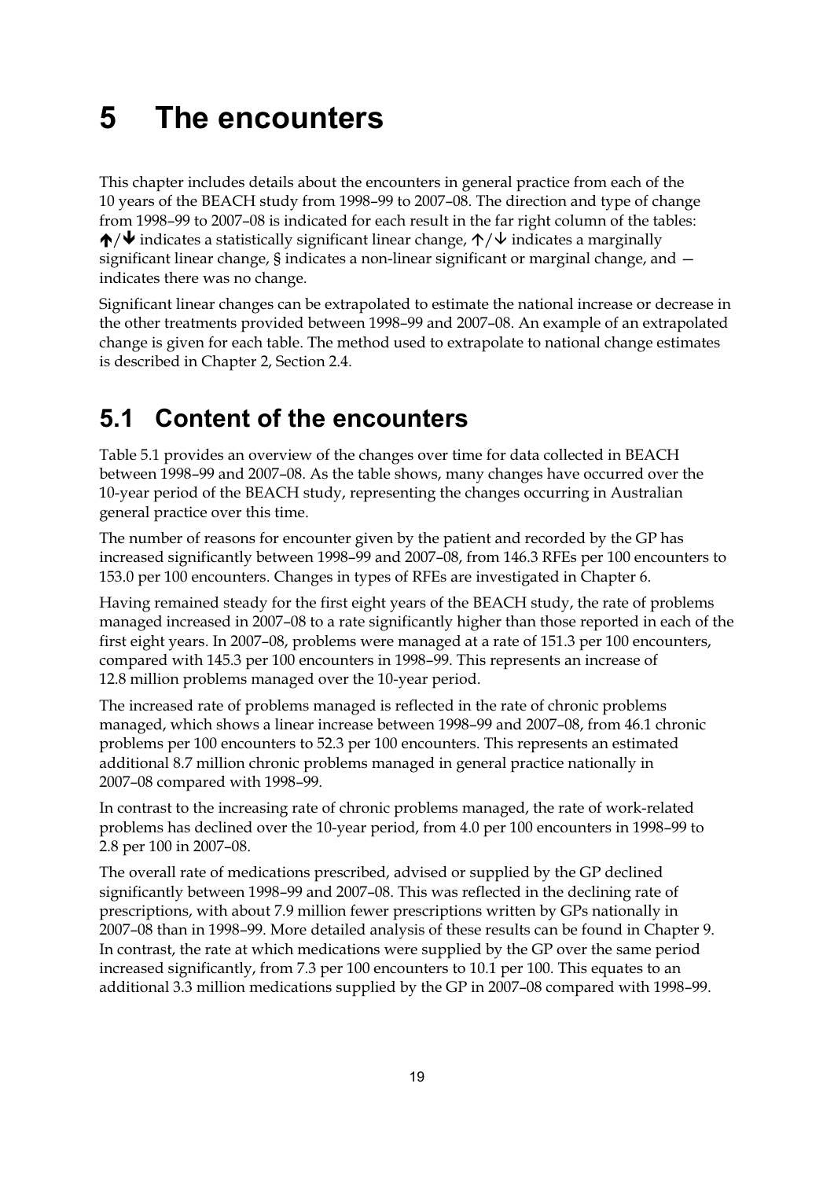# 5 The encounters

This chapter includes details about the encounters in general practice from each of the 10 years of the BEACH study from 1998–99 to 2007–08. The direction and type of change from 1998–99 to 2007–08 is indicated for each result in the far right column of the tables: **↑**/**↓** indicates a statistically significant linear change, ↑/↓ indicates a marginally significant linear change, § indicates a non-linear significant or marginal change, and — indicates there was no change.

Significant linear changes can be extrapolated to estimate the national increase or decrease in the other treatments provided between 1998–99 and 2007–08. An example of an extrapolated change is given for each table. The method used to extrapolate to national change estimates is described in Chapter 2, Section 2.4.

## 5.1 Content of the encounters

Table 5.1 provides an overview of the changes over time for data collected in BEACH between 1998–99 and 2007–08. As the table shows, many changes have occurred over the 10-year period of the BEACH study, representing the changes occurring in Australian general practice over this time.

The number of reasons for encounter given by the patient and recorded by the GP has increased significantly between 1998–99 and 2007–08, from 146.3 RFEs per 100 encounters to 153.0 per 100 encounters. Changes in types of RFEs are investigated in Chapter 6.

Having remained steady for the first eight years of the BEACH study, the rate of problems managed increased in 2007–08 to a rate significantly higher than those reported in each of the first eight years. In 2007–08, problems were managed at a rate of 151.3 per 100 encounters, compared with 145.3 per 100 encounters in 1998–99. This represents an increase of 12.8 million problems managed over the 10-year period.

The increased rate of problems managed is reflected in the rate of chronic problems managed, which shows a linear increase between 1998–99 and 2007–08, from 46.1 chronic problems per 100 encounters to 52.3 per 100 encounters. This represents an estimated additional 8.7 million chronic problems managed in general practice nationally in 2007–08 compared with 1998–99.

In contrast to the increasing rate of chronic problems managed, the rate of work-related problems has declined over the 10-year period, from 4.0 per 100 encounters in 1998–99 to 2.8 per 100 in 2007–08.

The overall rate of medications prescribed, advised or supplied by the GP declined significantly between 1998–99 and 2007–08. This was reflected in the declining rate of prescriptions, with about 7.9 million fewer prescriptions written by GPs nationally in 2007–08 than in 1998–99. More detailed analysis of these results can be found in Chapter 9. In contrast, the rate at which medications were supplied by the GP over the same period increased significantly, from 7.3 per 100 encounters to 10.1 per 100. This equates to an additional 3.3 million medications supplied by the GP in 2007–08 compared with 1998–99.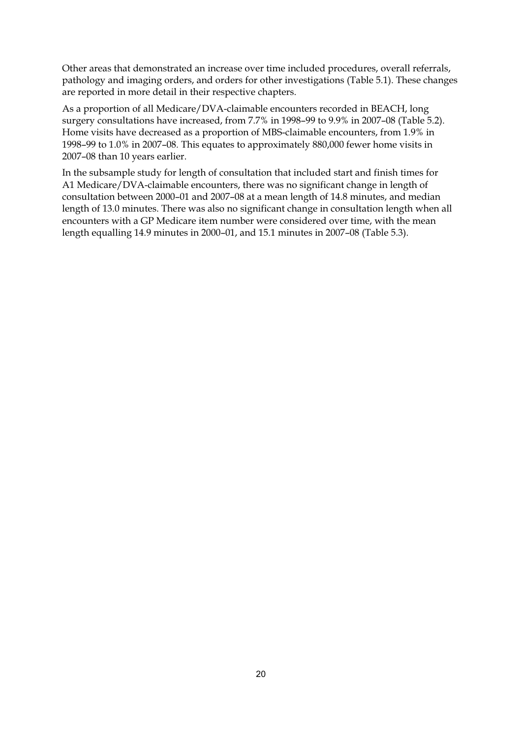Other areas that demonstrated an increase over time included procedures, overall referrals, pathology and imaging orders, and orders for other investigations (Table 5.1). These changes are reported in more detail in their respective chapters.

As a proportion of all Medicare/DVA-claimable encounters recorded in BEACH, long surgery consultations have increased, from 7.7% in 1998–99 to 9.9% in 2007–08 (Table 5.2). Home visits have decreased as a proportion of MBS-claimable encounters, from 1.9% in 1998–99 to 1.0% in 2007–08. This equates to approximately 880,000 fewer home visits in 2007–08 than 10 years earlier.

In the subsample study for length of consultation that included start and finish times for A1 Medicare/DVA-claimable encounters, there was no significant change in length of consultation between 2000–01 and 2007–08 at a mean length of 14.8 minutes, and median length of 13.0 minutes. There was also no significant change in consultation length when all encounters with a GP Medicare item number were considered over time, with the mean length equalling 14.9 minutes in 2000–01, and 15.1 minutes in 2007–08 (Table 5.3).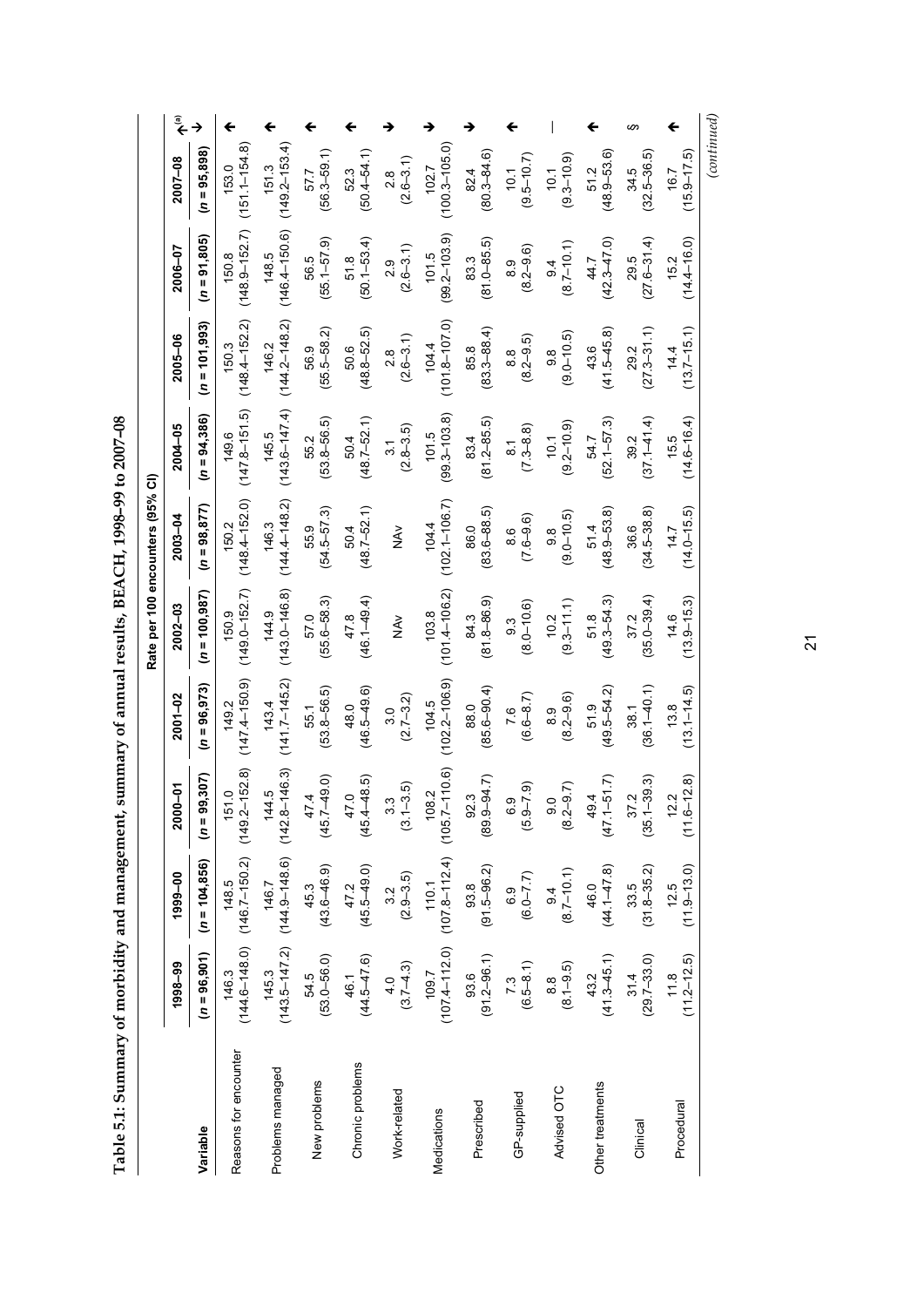**Table 5.1: Summary of morbidity and management, summary of annual results, BEACH, 1998–99 to 2007–08**

| Variable | 1998–99 | 1999–00 | 2000–01 | 2001–02 | 2002–03 | 2003–04 | 2004–05 | 2005–06 | 2006–07 | 2007–08 | ↑↓[(a)] |
|---|---|---|---|---|---|---|---|---|---|---|---|
| | Rate per 100 encounters (95% CI) | | | | | | | | | | |
| | (n = 96,901) | (n = 104,856) | (n = 99,307) | (n = 96,973) | (n = 100,987) | (n = 98,877) | (n = 94,386) | (n = 101,993) | (n = 91,805) | (n = 95,898) | |
| Reasons for encounter | 146.3 (144.6–148.0) | 148.5 (146.7–150.2) | 151.0 (149.2–152.8) | 149.2 (147.4–150.9) | 150.9 (149.0–152.7) | 150.2 (148.4–152.0) | 149.6 (147.8–151.5) | 150.3 (148.4–152.2) | 150.8 (148.9–152.7) | 153.0 (151.1–154.8) | ↑ |
| Problems managed | 145.3 (143.5–147.2) | 146.7 (144.9–148.6) | 144.5 (142.8–146.3) | 143.4 (141.7–145.2) | 144.9 (143.0–146.8) | 146.3 (144.4–148.2) | 145.5 (143.6–147.4) | 146.2 (144.2–148.2) | 148.5 (146.4–150.6) | 151.3 (149.2–153.4) | ↑ |
| New problems | 54.5 (53.0–56.0) | 45.3 (43.6–46.9) | 47.4 (45.7–49.0) | 55.1 (53.8–56.5) | 57.0 (55.6–58.3) | 55.9 (54.5–57.3) | 55.2 (53.8–56.5) | 56.9 (55.5–58.2) | 56.5 (55.1–57.9) | 57.7 (56.3–59.1) | ↑ |
| Chronic problems | 46.1 (44.5–47.6) | 47.2 (45.5–49.0) | 47.0 (45.4–48.5) | 48.0 (46.5–49.6) | 47.8 (46.1–49.4) | 50.4 (48.7–52.1) | 50.4 (48.7–52.1) | 50.6 (48.8–52.5) | 51.8 (50.1–53.4) | 52.3 (50.4–54.1) | ↑ |
| Work-related | 4.0 (3.7–4.3) | 3.2 (2.9–3.5) | 3.3 (3.1–3.5) | 3.0 (2.7–3.2) | NAv | NAv | 3.1 (2.8–3.5) | 2.8 (2.6–3.1) | 2.9 (2.6–3.1) | 2.8 (2.6–3.1) | ↓ |
| Medications | 109.7 (107.4–112.0) | 110.1 (107.8–112.4) | 108.2 (105.7–110.6) | 104.5 (102.2–106.9) | 103.8 (101.4–106.2) | 104.4 (102.1–106.7) | 101.5 (99.3–103.8) | 104.4 (101.8–107.0) | 101.5 (99.2–103.9) | 102.7 (100.3–105.0) | ↓ |
| Prescribed | 93.6 (91.2–96.1) | 93.8 (91.5–96.2) | 92.3 (89.9–94.7) | 88.0 (85.6–90.4) | 84.3 (81.8–86.9) | 86.0 (83.6–88.5) | 83.4 (81.2–85.5) | 85.8 (83.3–88.4) | 83.3 (81.0–85.5) | 82.4 (80.3–84.6) | ↓ |
| GP-supplied | 7.3 (6.5–8.1) | 6.9 (6.0–7.7) | 6.9 (5.9–7.9) | 7.6 (6.6–8.7) | 9.3 (8.0–10.6) | 8.6 (7.6–9.6) | 8.1 (7.3–8.8) | 8.8 (8.2–9.5) | 8.9 (8.2–9.6) | 10.1 (9.5–10.7) | ↑ |
| Advised OTC | 8.8 (8.1–9.5) | 9.4 (8.7–10.1) | 9.0 (8.2–9.7) | 8.9 (8.2–9.6) | 10.2 (9.3–11.1) | 9.8 (9.0–10.5) | 10.1 (9.2–10.9) | 9.8 (9.0–10.5) | 9.4 (8.7–10.1) | 10.1 (9.3–10.9) | — |
| Other treatments | 43.2 (41.3–45.1) | 46.0 (44.1–47.8) | 49.4 (47.1–51.7) | 51.9 (49.5–54.2) | 51.8 (49.3–54.3) | 51.4 (48.9–53.8) | 54.7 (52.1–57.3) | 43.6 (41.5–45.8) | 44.7 (42.3–47.0) | 51.2 (48.9–53.6) | ↑ |
| Clinical | 31.4 (29.7–33.0) | 33.5 (31.8–35.2) | 37.2 (35.1–39.3) | 38.1 (36.1–40.1) | 37.2 (35.0–39.4) | 36.6 (34.5–38.8) | 39.2 (37.1–41.4) | 29.2 (27.3–31.1) | 29.5 (27.6–31.4) | 34.5 (32.5–36.5) | § |
| Procedural | 11.8 (11.2–12.5) | 12.5 (11.9–13.0) | 12.2 (11.6–12.8) | 13.8 (13.1–14.5) | 14.6 (13.9–15.3) | 14.7 (14.0–15.5) | 15.5 (14.6–16.4) | 14.4 (13.7–15.1) | 15.2 (14.4–16.0) | 16.7 (15.9–17.5) | ↑ |

*(continued)*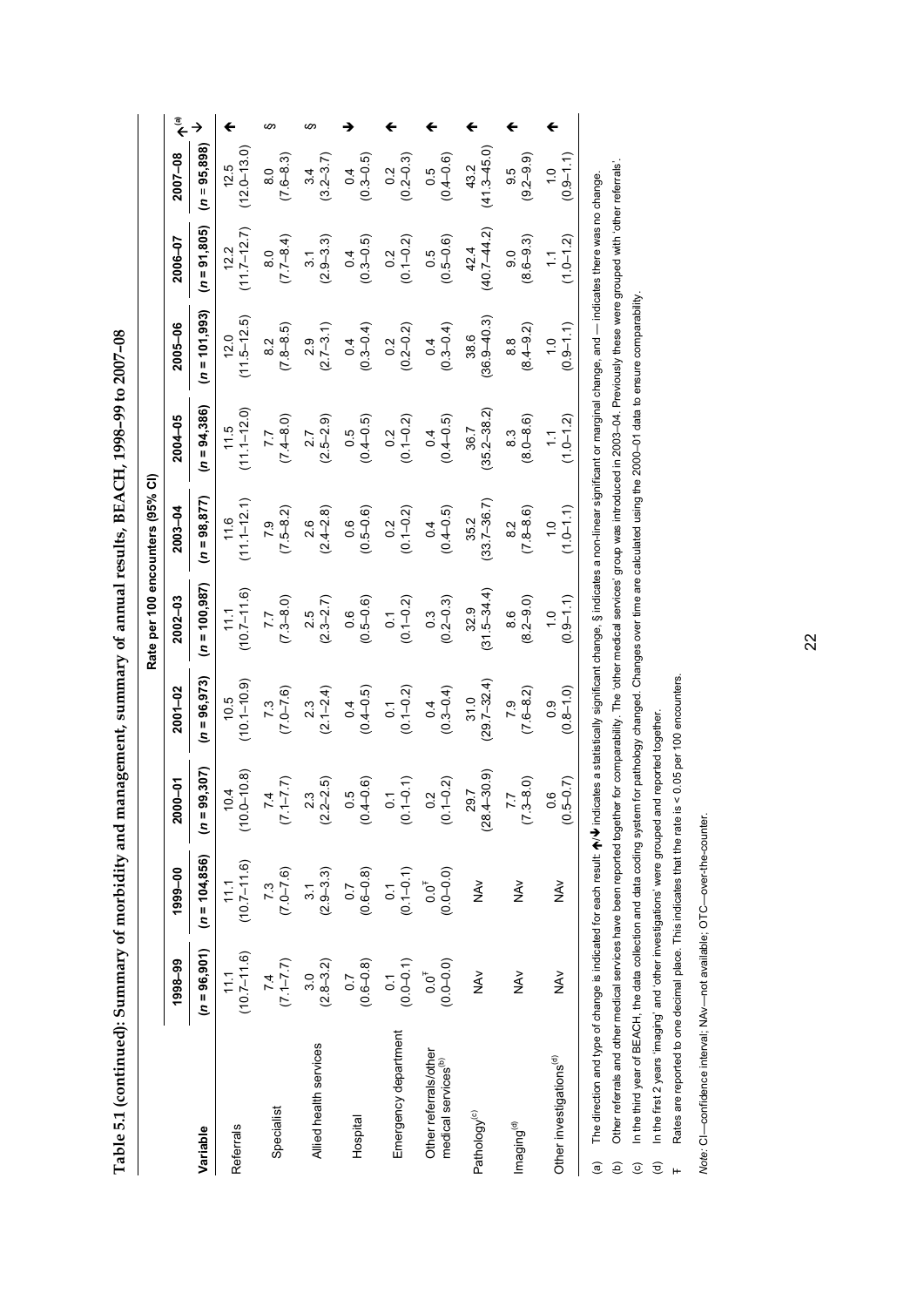**Table 5.1 (continued): Summary of morbidity and management, summary of annual results, BEACH, 1998–99 to 2007–08**

| Variable | Rate per 100 encounters (95% CI) | | | | | | | | | | |
|---|---|---|---|---|---|---|---|---|---|---|---|
| | 1998–99 | 1999–00 | 2000–01 | 2001–02 | 2002–03 | 2003–04 | 2004–05 | 2005–06 | 2006–07 | 2007–08 | ↑↓[(a)] |
| | (n = 96,901) | (n = 104,856) | (n = 99,307) | (n = 96,973) | (n = 100,987) | (n = 98,877) | (n = 94,386) | (n = 101,993) | (n = 91,805) | (n = 95,898) | |
| Referrals | 11.1 (10.7–11.6) | 11.1 (10.7–11.6) | 10.4 (10.0–10.8) | 10.5 (10.1–10.9) | 11.1 (10.7–11.6) | 11.6 (11.1–12.1) | 11.5 (11.1–12.0) | 12.0 (11.5–12.5) | 12.2 (11.7–12.7) | 12.5 (12.0–13.0) | ↑ |
| Specialist | 7.4 (7.1–7.7) | 7.3 (7.0–7.6) | 7.4 (7.1–7.7) | 7.3 (7.0–7.6) | 7.7 (7.3–8.0) | 7.9 (7.5–8.2) | 7.7 (7.4–8.0) | 8.2 (7.8–8.5) | 8.0 (7.7–8.4) | 8.0 (7.6–8.3) | § |
| Allied health services | 3.0 (2.8–3.2) | 3.1 (2.9–3.3) | 2.3 (2.2–2.5) | 2.3 (2.1–2.4) | 2.5 (2.3–2.7) | 2.6 (2.4–2.8) | 2.7 (2.5–2.9) | 2.9 (2.7–3.1) | 3.1 (2.9–3.3) | 3.4 (3.2–3.7) | § |
| Hospital | 0.7 (0.6–0.8) | 0.7 (0.6–0.8) | 0.5 (0.4–0.6) | 0.4 (0.4–0.5) | 0.6 (0.5–0.6) | 0.6 (0.5–0.6) | 0.5 (0.4–0.5) | 0.4 (0.3–0.4) | 0.4 (0.3–0.5) | 0.4 (0.3–0.5) | ↓ |
| Emergency department | 0.1 (0.0–0.1) | 0.1 (0.1–0.1) | 0.1 (0.1–0.1) | 0.1 (0.1–0.2) | 0.1 (0.1–0.2) | 0.2 (0.1–0.2) | 0.2 (0.1–0.2) | 0.2 (0.2–0.2) | 0.2 (0.1–0.2) | 0.2 (0.2–0.3) | ↑ |
| Other referrals/other medical services[(b)] | 0.0[Ŧ] (0.0–0.0) | 0.0[Ŧ] (0.0–0.0) | 0.2 (0.1–0.2) | 0.4 (0.3–0.4) | 0.3 (0.2–0.3) | 0.4 (0.4–0.5) | 0.4 (0.4–0.5) | 0.4 (0.3–0.4) | 0.5 (0.5–0.6) | 0.5 (0.4–0.6) | ↑ |
| Pathology[(c)] | NAv | NAv | 29.7 (28.4–30.9) | 31.0 (29.7–32.4) | 32.9 (31.5–34.4) | 35.2 (33.7–36.7) | 36.7 (35.2–38.2) | 38.6 (36.9–40.3) | 42.4 (40.7–44.2) | 43.2 (41.3–45.0) | ↑ |
| Imaging[(d)] | NAv | NAv | 7.7 (7.3–8.0) | 7.9 (7.6–8.2) | 8.6 (8.2–9.0) | 8.2 (7.8–8.6) | 8.3 (8.0–8.6) | 8.8 (8.4–9.2) | 9.0 (8.6–9.3) | 9.5 (9.2–9.9) | ↑ |
| Other investigations[(d)] | NAv | NAv | 0.6 (0.5–0.7) | 0.9 (0.8–1.0) | 1.0 (0.9–1.1) | 1.0 (1.0–1.1) | 1.1 (1.0–1.2) | 1.0 (0.9–1.1) | 1.1 (1.0–1.2) | 1.0 (0.9–1.1) | ↑ |

(a) The direction and type of change is indicated for each result: ↑/↓ indicates a statistically significant change, § indicates a non-linear significant or marginal change, and — indicates there was no change.

(b) Other referrals and other medical services have been reported together for comparability. The 'other medical services' group was introduced in 2003–04. Previously these were grouped with 'other referrals'.

(c) In the third year of BEACH, the data collection and data coding system for pathology changed. Changes over time are calculated using the 2000–01 data to ensure comparability.

(d) In the first 2 years 'imaging' and 'other investigations' were grouped and reported together.

Ŧ Rates are reported to one decimal place. This indicates that the rate is < 0.05 per 100 encounters.

*Note:* CI—confidence interval; NAv—not available; OTC—over-the-counter.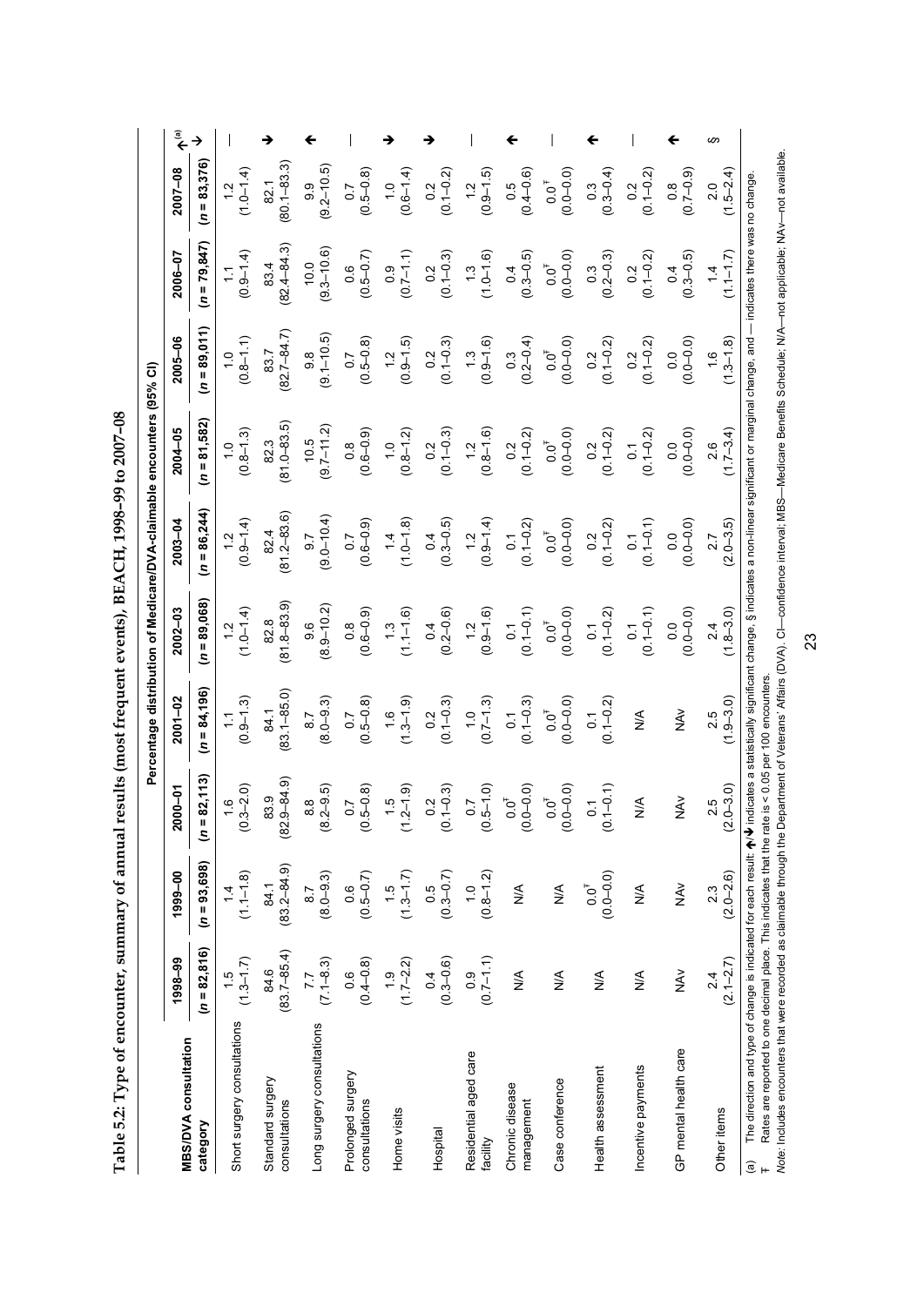**Table 5.2: Type of encounter, summary of annual results (most frequent events), BEACH, 1998–99 to 2007–08**

| MBS/DVA consultation category | Percentage distribution of Medicare/DVA-claimable encounters (95% CI) | | | | | | | | | | ↑↓[(a)] |
|---|---|---|---|---|---|---|---|---|---|---|---|
| | 1998–99 | 1999–00 | 2000–01 | 2001–02 | 2002–03 | 2003–04 | 2004–05 | 2005–06 | 2006–07 | 2007–08 | |
| | (n = 82,816) | (n = 93,698) | (n = 82,113) | (n = 84,196) | (n = 89,068) | (n = 86,244) | (n = 81,582) | (n = 89,011) | (n = 79,847) | (n = 83,376) | |
| Short surgery consultations | 1.5 (1.3–1.7) | 1.4 (1.1–1.8) | 1.6 (0.3–2.0) | 1.1 (0.9–1.3) | 1.2 (1.0–1.4) | 1.2 (0.9–1.4) | 1.0 (0.8–1.3) | 1.0 (0.8–1.1) | 1.1 (0.9–1.4) | 1.2 (1.0–1.4) | — |
| Standard surgery consultations | 84.6 (83.7–85.4) | 84.1 (83.2–84.9) | 83.9 (82.9–84.9) | 84.1 (83.1–85.0) | 82.8 (81.8–83.9) | 82.4 (81.2–83.6) | 82.3 (81.0–83.5) | 83.7 (82.7–84.7) | 83.4 (82.4–84.3) | 82.1 (80.1–83.3) | ↓ |
| Long surgery consultations | 7.7 (7.1–8.3) | 8.7 (8.0–9.3) | 8.8 (8.2–9.5) | 8.7 (8.0–9.3) | 9.6 (8.9–10.2) | 9.7 (9.0–10.4) | 10.5 (9.7–11.2) | 9.8 (9.1–10.5) | 10.0 (9.3–10.6) | 9.9 (9.2–10.5) | ↑ |
| Prolonged surgery consultations | 0.6 (0.4–0.8) | 0.6 (0.5–0.7) | 0.7 (0.5–0.8) | 0.7 (0.5–0.8) | 0.8 (0.6–0.9) | 0.7 (0.6–0.9) | 0.8 (0.6–0.9) | 0.7 (0.5–0.8) | 0.6 (0.5–0.7) | 0.7 (0.5–0.8) | — |
| Home visits | 1.9 (1.7–2.2) | 1.5 (1.3–1.7) | 1.5 (1.2–1.9) | 1.6 (1.3–1.9) | 1.3 (1.1–1.6) | 1.4 (1.0–1.8) | 1.0 (0.8–1.2) | 1.2 (0.9–1.5) | 0.9 (0.7–1.1) | 1.0 (0.6–1.4) | ↓ |
| Hospital | 0.4 (0.3–0.6) | 0.5 (0.3–0.7) | 0.2 (0.1–0.3) | 0.2 (0.1–0.3) | 0.4 (0.2–0.6) | 0.4 (0.3–0.5) | 0.2 (0.1–0.3) | 0.2 (0.1–0.3) | 0.2 (0.1–0.3) | 0.2 (0.1–0.2) | ↓ |
| Residential aged care facility | 0.9 (0.7–1.1) | 1.0 (0.8–1.2) | 0.7 (0.5–1.0) | 1.0 (0.7–1.3) | 1.2 (0.9–1.6) | 1.2 (0.9–1.4) | 1.2 (0.8–1.6) | 1.3 (0.9–1.6) | 1.3 (1.0–1.6) | 1.2 (0.9–1.5) | — |
| Chronic disease management | N/A | N/A | 0.0[Ŧ] (0.0–0.0) | 0.1 (0.1–0.3) | 0.1 (0.1–0.1) | 0.1 (0.1–0.2) | 0.2 (0.1–0.2) | 0.3 (0.2–0.4) | 0.4 (0.3–0.5) | 0.5 (0.4–0.6) | ↑ |
| Case conference | N/A | N/A | 0.0[Ŧ] (0.0–0.0) | 0.0[Ŧ] (0.0–0.0) | 0.0[Ŧ] (0.0–0.0) | 0.0[Ŧ] (0.0–0.0) | 0.0[Ŧ] (0.0–0.0) | 0.0[Ŧ] (0.0–0.0) | 0.0[Ŧ] (0.0–0.0) | 0.0[Ŧ] (0.0–0.0) | — |
| Health assessment | N/A | 0.0[Ŧ] (0.0–0.0) | 0.1 (0.1–0.1) | 0.1 (0.1–0.2) | 0.1 (0.1–0.2) | 0.2 (0.1–0.2) | 0.2 (0.1–0.2) | 0.2 (0.1–0.2) | 0.3 (0.2–0.3) | 0.3 (0.3–0.4) | ↑ |
| Incentive payments | N/A | N/A | N/A | N/A | 0.1 (0.1–0.1) | 0.1 (0.1–0.1) | 0.1 (0.1–0.2) | 0.2 (0.1–0.2) | 0.2 (0.1–0.2) | 0.2 (0.1–0.2) | — |
| GP mental health care | NAv | NAv | NAv | NAv | 0.0 (0.0–0.0) | 0.0 (0.0–0.0) | 0.0 (0.0–0.0) | 0.0 (0.0–0.0) | 0.4 (0.3–0.5) | 0.8 (0.7–0.9) | ↑ |
| Other items | 2.4 (2.1–2.7) | 2.3 (2.0–2.6) | 2.5 (2.0–3.0) | 2.5 (1.9–3.0) | 2.4 (1.8–3.0) | 2.7 (2.0–3.5) | 2.6 (1.7–3.4) | 1.6 (1.3–1.8) | 1.4 (1.1–1.7) | 2.0 (1.5–2.4) | § |

(a) The direction and type of change is indicated for each result: ↑/↓ indicates a statistically significant change, § indicates a non-linear significant or marginal change, and — indicates there was no change.

Ŧ Rates are reported to one decimal place. This indicates that the rate is < 0.05 per 100 encounters.

*Note:* Includes encounters that were recorded as claimable through the Department of Veterans' Affairs (DVA). CI—confidence interval; MBS—Medicare Benefits Schedule; N/A—not applicable; NAv—not available.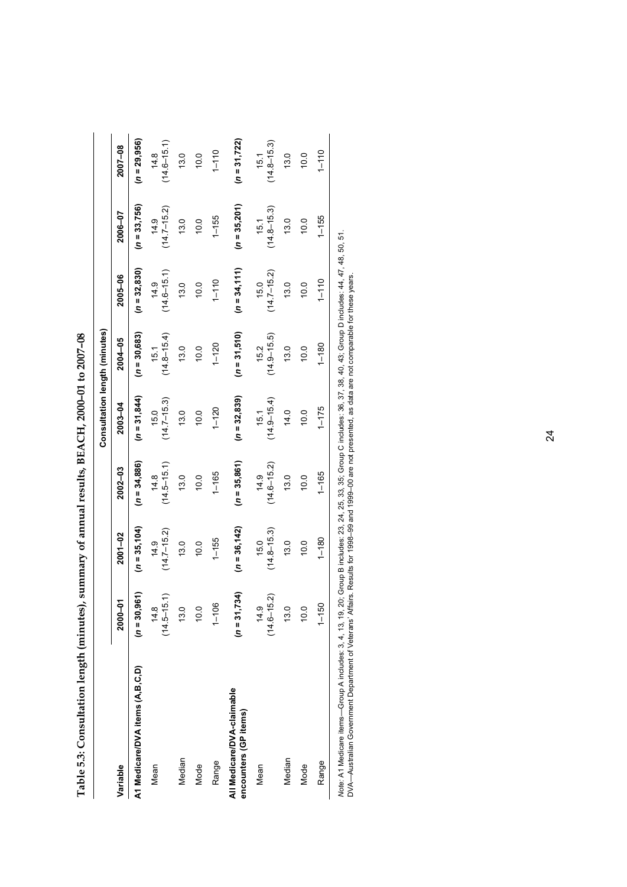**Table 5.3: Consultation length (minutes), summary of annual results, BEACH, 2000–01 to 2007–08**

| | Consultation length (minutes) | | | | | | | |
|---|---|---|---|---|---|---|---|---|
| **Variable** | **2000–01** | **2001–02** | **2002–03** | **2003–04** | **2004–05** | **2005–06** | **2006–07** | **2007–08** |
| **A1 Medicare/DVA items (A,B,C,D)** | **(*n* = 30,961)** | **(*n* = 35,104)** | **(*n* = 34,886)** | **(*n* = 31,844)** | **(*n* = 30,683)** | **(*n* = 32,830)** | **(*n* = 33,756)** | **(*n* = 29,956)** |
| Mean | 14.8 (14.5–15.1) | 14.9 (14.7–15.2) | 14.8 (14.5–15.1) | 15.0 (14.7–15.3) | 15.1 (14.8–15.4) | 14.9 (14.6–15.1) | 14.9 (14.7–15.2) | 14.8 (14.6–15.1) |
| Median | 13.0 | 13.0 | 13.0 | 13.0 | 13.0 | 13.0 | 13.0 | 13.0 |
| Mode | 10.0 | 10.0 | 10.0 | 10.0 | 10.0 | 10.0 | 10.0 | 10.0 |
| Range | 1–106 | 1–155 | 1–165 | 1–120 | 1–120 | 1–110 | 1–155 | 1–110 |
| **All Medicare/DVA-claimable encounters (GP items)** | **(*n* = 31,734)** | **(*n* = 36,142)** | **(*n* = 35,861)** | **(*n* = 32,839)** | **(*n* = 31,510)** | **(*n* = 34,111)** | **(*n* = 35,201)** | **(*n* = 31,722)** |
| Mean | 14.9 (14.6–15.2) | 15.0 (14.8–15.3) | 14.9 (14.6–15.2) | 15.1 (14.9–15.4) | 15.2 (14.9–15.5) | 15.0 (14.7–15.2) | 15.1 (14.8–15.3) | 15.1 (14.8–15.3) |
| Median | 13.0 | 13.0 | 13.0 | 14.0 | 13.0 | 13.0 | 13.0 | 13.0 |
| Mode | 10.0 | 10.0 | 10.0 | 10.0 | 10.0 | 10.0 | 10.0 | 10.0 |
| Range | 1–150 | 1–180 | 1–165 | 1–175 | 1–180 | 1–110 | 1–155 | 1–110 |

*Note:* A1 Medicare items—Group A includes: 3, 4, 13, 19, 20; Group B includes: 23, 24, 25, 33, 35; Group C includes: 36, 37, 38, 40, 43; Group D includes: 44, 47, 48, 50, 51.
DVA—Australian Government Department of Veterans' Affairs. Results for 1998–99 and 1999–00 are not presented, as data are not comparable for these years.